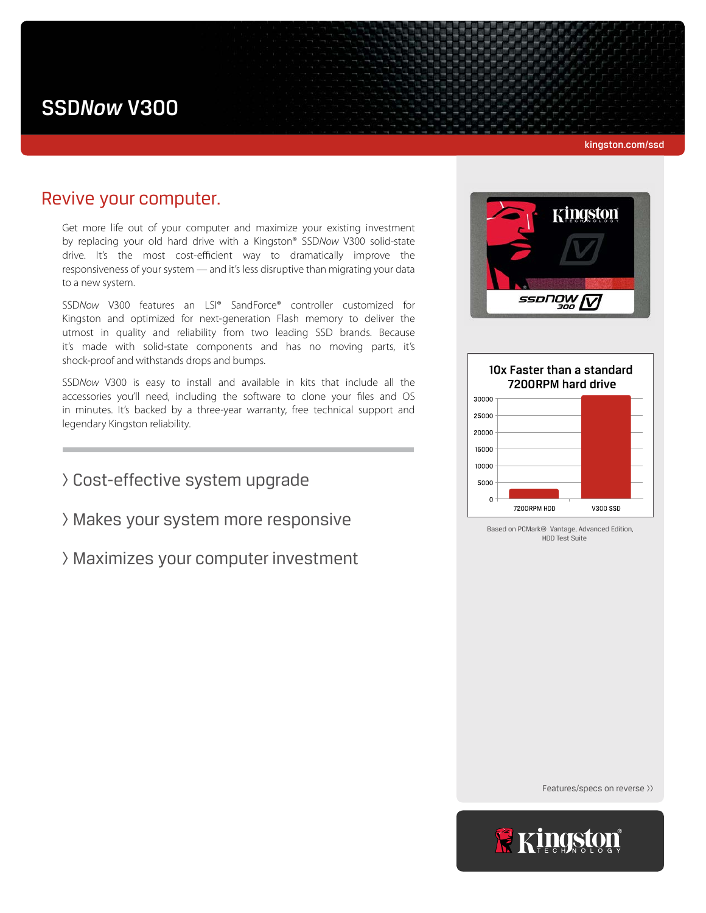# SSD*Now* V300

kingston.com/ssd

## Revive your computer.

Get more life out of your computer and maximize your existing investment by replacing your old hard drive with a Kingston® SSD*Now* V300 solid-state drive. It's the most cost-efficient way to dramatically improve the responsiveness of your system — and it's less disruptive than migrating your data to a new system.

SSD*Now* V300 features an LSI® SandForce® controller customized for Kingston and optimized for next-generation Flash memory to deliver the utmost in quality and reliability from two leading SSD brands. Because it's made with solid-state components and has no moving parts, it's shock-proof and withstands drops and bumps.

SSD*Now* V300 is easy to install and available in kits that include all the accessories you'll need, including the software to clone your files and OS in minutes. It's backed by a three-year warranty, free technical support and legendary Kingston reliability.

› Cost-effective system upgrade

› Makes your system more responsive

› Maximizes your computer investment

**10x Faster than a standard 7200RPM hard drive**

| | 7200RPM HDD | V300 SSD |
|---|---|---|
| Score (approx.) | ~3000 | ~31000 |

Based on PCMark® Vantage, Advanced Edition, HDD Test Suite

Features/specs on reverse ››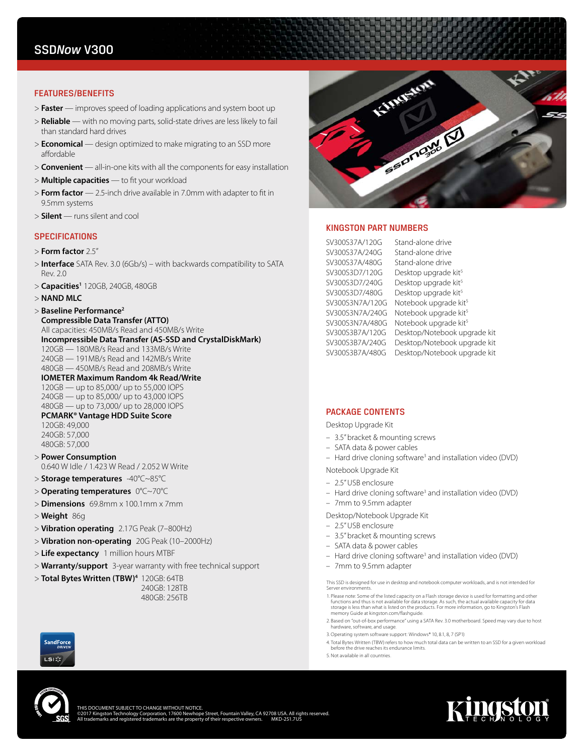# SSDNow V300

## FEATURES/BENEFITS

- > **Faster** — improves speed of loading applications and system boot up
- > **Reliable** — with no moving parts, solid-state drives are less likely to fail than standard hard drives
- > **Economical** — design optimized to make migrating to an SSD more affordable
- > **Convenient** — all-in-one kits with all the components for easy installation
- > **Multiple capacities** — to fit your workload
- > **Form factor** — 2.5-inch drive available in 7.0mm with adapter to fit in 9.5mm systems
- > **Silent** — runs silent and cool

## SPECIFICATIONS

- > **Form factor** 2.5"
- > **Interface** SATA Rev. 3.0 (6Gb/s) – with backwards compatibility to SATA Rev. 2.0
- > **Capacities**[1] 120GB, 240GB, 480GB
- > **NAND MLC**
- > **Baseline Performance**[2]
  - **Compressible Data Transfer (ATTO)**
    All capacities: 450MB/s Read and 450MB/s Write
  - **Incompressible Data Transfer (AS-SSD and CrystalDiskMark)**
    120GB — 180MB/s Read and 133MB/s Write
    240GB — 191MB/s Read and 142MB/s Write
    480GB — 450MB/s Read and 208MB/s Write
  - **IOMETER Maximum Random 4k Read/Write**
    120GB — up to 85,000/ up to 55,000 IOPS
    240GB — up to 85,000/ up to 43,000 IOPS
    480GB — up to 73,000/ up to 28,000 IOPS
  - **PCMARK® Vantage HDD Suite Score**
    120GB: 49,000
    240GB: 57,000
    480GB: 57,000
- > **Power Consumption**
  0.640 W Idle / 1.423 W Read / 2.052 W Write
- > **Storage temperatures** -40°C~85°C
- > **Operating temperatures** 0°C~70°C
- > **Dimensions** 69.8mm x 100.1mm x 7mm
- > **Weight** 86g
- > **Vibration operating** 2.17G Peak (7–800Hz)
- > **Vibration non-operating** 20G Peak (10–2000Hz)
- > **Life expectancy** 1 million hours MTBF
- > **Warranty/support** 3-year warranty with free technical support
- > **Total Bytes Written (TBW)**[4] 120GB: 64TB
  240GB: 128TB
  480GB: 256TB

## KINGSTON PART NUMBERS

| | |
|---|---|
| SV300S37A/120G | Stand-alone drive |
| SV300S37A/240G | Stand-alone drive |
| SV300S37A/480G | Stand-alone drive |
| SV300S3D7/120G | Desktop upgrade kit[5] |
| SV300S3D7/240G | Desktop upgrade kit[5] |
| SV300S3D7/480G | Desktop upgrade kit[5] |
| SV300S3N7A/120G | Notebook upgrade kit[5] |
| SV300S3N7A/240G | Notebook upgrade kit[5] |
| SV300S3N7A/480G | Notebook upgrade kit[5] |
| SV300S3B7A/120G | Desktop/Notebook upgrade kit |
| SV300S3B7A/240G | Desktop/Notebook upgrade kit |
| SV300S3B7A/480G | Desktop/Notebook upgrade kit |

## PACKAGE CONTENTS

Desktop Upgrade Kit

- 3.5" bracket & mounting screws
- SATA data & power cables
- Hard drive cloning software[3] and installation video (DVD)

Notebook Upgrade Kit

- 2.5" USB enclosure
- Hard drive cloning software[3] and installation video (DVD)
- 7mm to 9.5mm adapter

Desktop/Notebook Upgrade Kit

- 2.5" USB enclosure
- 3.5" bracket & mounting screws
- SATA data & power cables
- Hard drive cloning software[3] and installation video (DVD)
- 7mm to 9.5mm adapter

This SSD is designed for use in desktop and notebook computer workloads, and is not intended for Server environments.

1. Please note: Some of the listed capacity on a Flash storage device is used for formatting and other functions and thus is not available for data storage. As such, the actual available capacity for data storage is less than what is listed on the products. For more information, go to Kingston's Flash memory Guide at kingston.com/flashguide.
2. Based on "out-of-box performance" using a SATA Rev. 3.0 motherboard. Speed may vary due to host hardware, software, and usage.
3. Operating system software support: Windows® 10, 8.1, 8, 7 (SP1)
4. Total Bytes Written (TBW) refers to how much total data can be written to an SSD for a given workload before the drive reaches its endurance limits.
5. Not available in all countries.

THIS DOCUMENT SUBJECT TO CHANGE WITHOUT NOTICE.
©2017 Kingston Technology Corporation, 17600 Newhope Street, Fountain Valley, CA 92708 USA. All rights reserved.
All trademarks and registered trademarks are the property of their respective owners. MKD-251.7US